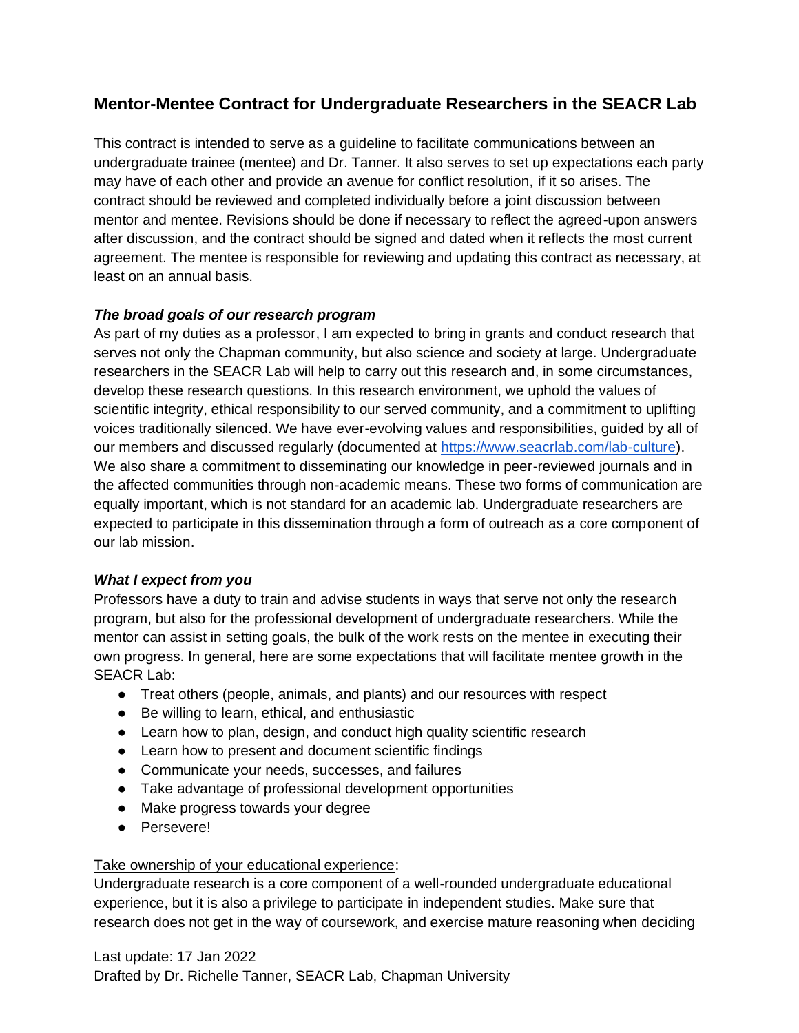# Mentor-Mentee Contract for Undergraduate Researchers in the SEACR Lab

This contract is intended to serve as a guideline to facilitate communications between an undergraduate trainee (mentee) and Dr. Tanner. It also serves to set up expectations each party may have of each other and provide an avenue for conflict resolution, if it so arises. The contract should be reviewed and completed individually before a joint discussion between mentor and mentee. Revisions should be done if necessary to reflect the agreed-upon answers after discussion, and the contract should be signed and dated when it reflects the most current agreement. The mentee is responsible for reviewing and updating this contract as necessary, at least on an annual basis.

***The broad goals of our research program***

As part of my duties as a professor, I am expected to bring in grants and conduct research that serves not only the Chapman community, but also science and society at large. Undergraduate researchers in the SEACR Lab will help to carry out this research and, in some circumstances, develop these research questions. In this research environment, we uphold the values of scientific integrity, ethical responsibility to our served community, and a commitment to uplifting voices traditionally silenced. We have ever-evolving values and responsibilities, guided by all of our members and discussed regularly (documented at [https://www.seacrlab.com/lab-culture](https://www.seacrlab.com/lab-culture)). We also share a commitment to disseminating our knowledge in peer-reviewed journals and in the affected communities through non-academic means. These two forms of communication are equally important, which is not standard for an academic lab. Undergraduate researchers are expected to participate in this dissemination through a form of outreach as a core component of our lab mission.

***What I expect from you***

Professors have a duty to train and advise students in ways that serve not only the research program, but also for the professional development of undergraduate researchers. While the mentor can assist in setting goals, the bulk of the work rests on the mentee in executing their own progress. In general, here are some expectations that will facilitate mentee growth in the SEACR Lab:

- Treat others (people, animals, and plants) and our resources with respect
- Be willing to learn, ethical, and enthusiastic
- Learn how to plan, design, and conduct high quality scientific research
- Learn how to present and document scientific findings
- Communicate your needs, successes, and failures
- Take advantage of professional development opportunities
- Make progress towards your degree
- Persevere!

<u>Take ownership of your educational experience</u>:

Undergraduate research is a core component of a well-rounded undergraduate educational experience, but it is also a privilege to participate in independent studies. Make sure that research does not get in the way of coursework, and exercise mature reasoning when deciding

Last update: 17 Jan 2022
Drafted by Dr. Richelle Tanner, SEACR Lab, Chapman University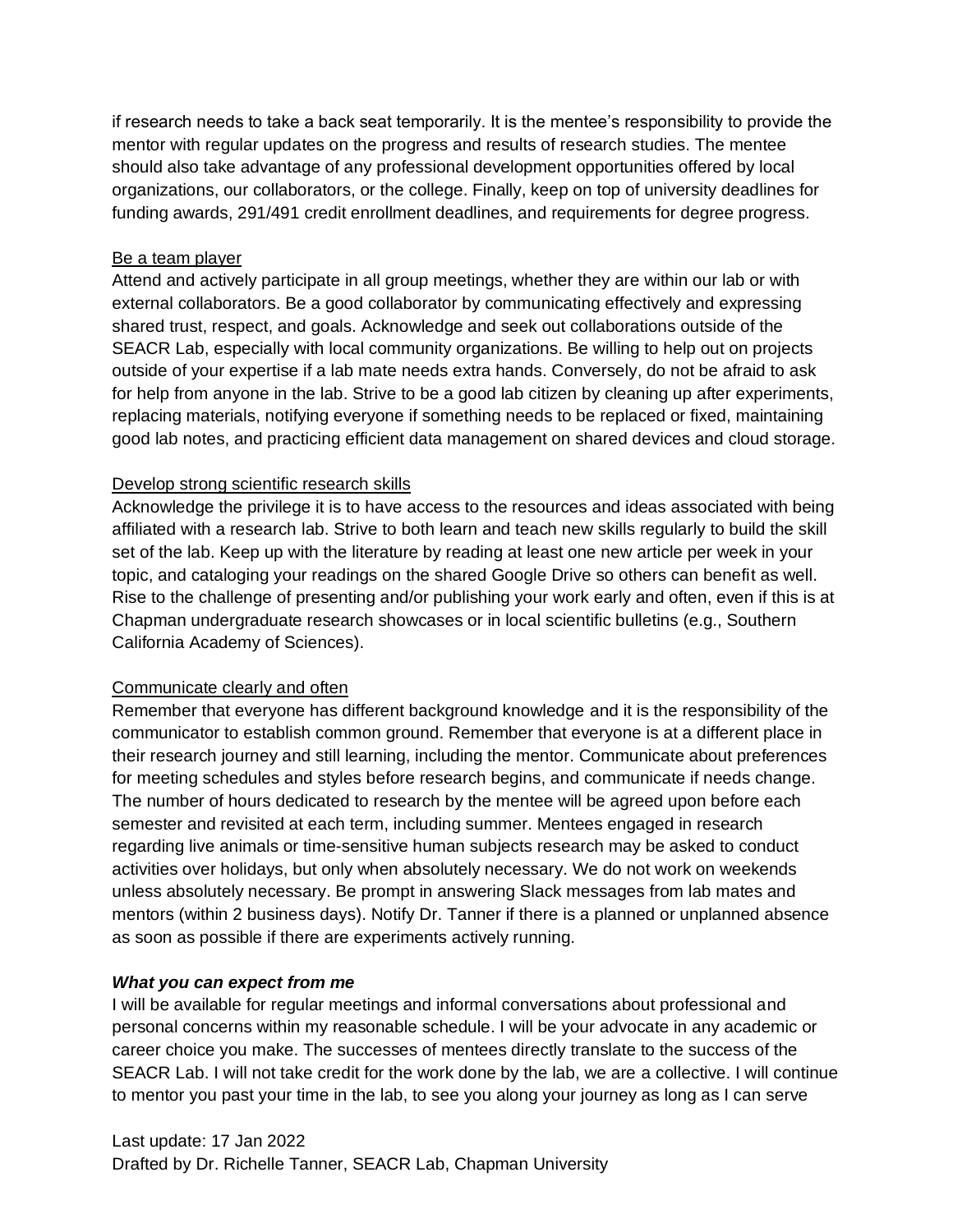if research needs to take a back seat temporarily. It is the mentee's responsibility to provide the mentor with regular updates on the progress and results of research studies. The mentee should also take advantage of any professional development opportunities offered by local organizations, our collaborators, or the college. Finally, keep on top of university deadlines for funding awards, 291/491 credit enrollment deadlines, and requirements for degree progress.

### Be a team player

Attend and actively participate in all group meetings, whether they are within our lab or with external collaborators. Be a good collaborator by communicating effectively and expressing shared trust, respect, and goals. Acknowledge and seek out collaborations outside of the SEACR Lab, especially with local community organizations. Be willing to help out on projects outside of your expertise if a lab mate needs extra hands. Conversely, do not be afraid to ask for help from anyone in the lab. Strive to be a good lab citizen by cleaning up after experiments, replacing materials, notifying everyone if something needs to be replaced or fixed, maintaining good lab notes, and practicing efficient data management on shared devices and cloud storage.

### Develop strong scientific research skills

Acknowledge the privilege it is to have access to the resources and ideas associated with being affiliated with a research lab. Strive to both learn and teach new skills regularly to build the skill set of the lab. Keep up with the literature by reading at least one new article per week in your topic, and cataloging your readings on the shared Google Drive so others can benefit as well. Rise to the challenge of presenting and/or publishing your work early and often, even if this is at Chapman undergraduate research showcases or in local scientific bulletins (e.g., Southern California Academy of Sciences).

### Communicate clearly and often

Remember that everyone has different background knowledge and it is the responsibility of the communicator to establish common ground. Remember that everyone is at a different place in their research journey and still learning, including the mentor. Communicate about preferences for meeting schedules and styles before research begins, and communicate if needs change. The number of hours dedicated to research by the mentee will be agreed upon before each semester and revisited at each term, including summer. Mentees engaged in research regarding live animals or time-sensitive human subjects research may be asked to conduct activities over holidays, but only when absolutely necessary. We do not work on weekends unless absolutely necessary. Be prompt in answering Slack messages from lab mates and mentors (within 2 business days). Notify Dr. Tanner if there is a planned or unplanned absence as soon as possible if there are experiments actively running.

## ***What you can expect from me***

I will be available for regular meetings and informal conversations about professional and personal concerns within my reasonable schedule. I will be your advocate in any academic or career choice you make. The successes of mentees directly translate to the success of the SEACR Lab. I will not take credit for the work done by the lab, we are a collective. I will continue to mentor you past your time in the lab, to see you along your journey as long as I can serve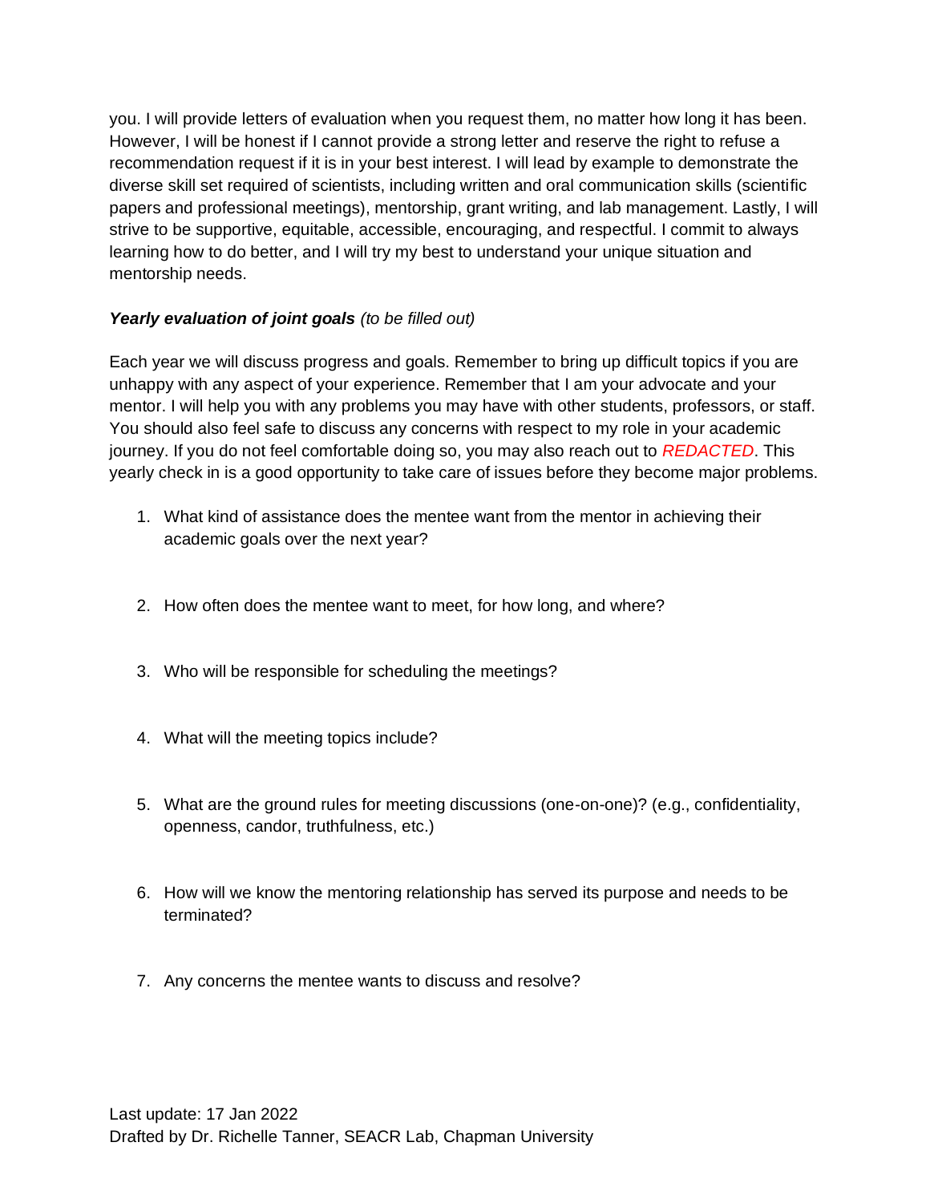you. I will provide letters of evaluation when you request them, no matter how long it has been. However, I will be honest if I cannot provide a strong letter and reserve the right to refuse a recommendation request if it is in your best interest. I will lead by example to demonstrate the diverse skill set required of scientists, including written and oral communication skills (scientific papers and professional meetings), mentorship, grant writing, and lab management. Lastly, I will strive to be supportive, equitable, accessible, encouraging, and respectful. I commit to always learning how to do better, and I will try my best to understand your unique situation and mentorship needs.

***Yearly evaluation of joint goals*** *(to be filled out)*

Each year we will discuss progress and goals. Remember to bring up difficult topics if you are unhappy with any aspect of your experience. Remember that I am your advocate and your mentor. I will help you with any problems you may have with other students, professors, or staff. You should also feel safe to discuss any concerns with respect to my role in your academic journey. If you do not feel comfortable doing so, you may also reach out to *REDACTED*. This yearly check in is a good opportunity to take care of issues before they become major problems.

1. What kind of assistance does the mentee want from the mentor in achieving their academic goals over the next year?

2. How often does the mentee want to meet, for how long, and where?

3. Who will be responsible for scheduling the meetings?

4. What will the meeting topics include?

5. What are the ground rules for meeting discussions (one-on-one)? (e.g., confidentiality, openness, candor, truthfulness, etc.)

6. How will we know the mentoring relationship has served its purpose and needs to be terminated?

7. Any concerns the mentee wants to discuss and resolve?

Last update: 17 Jan 2022
Drafted by Dr. Richelle Tanner, SEACR Lab, Chapman University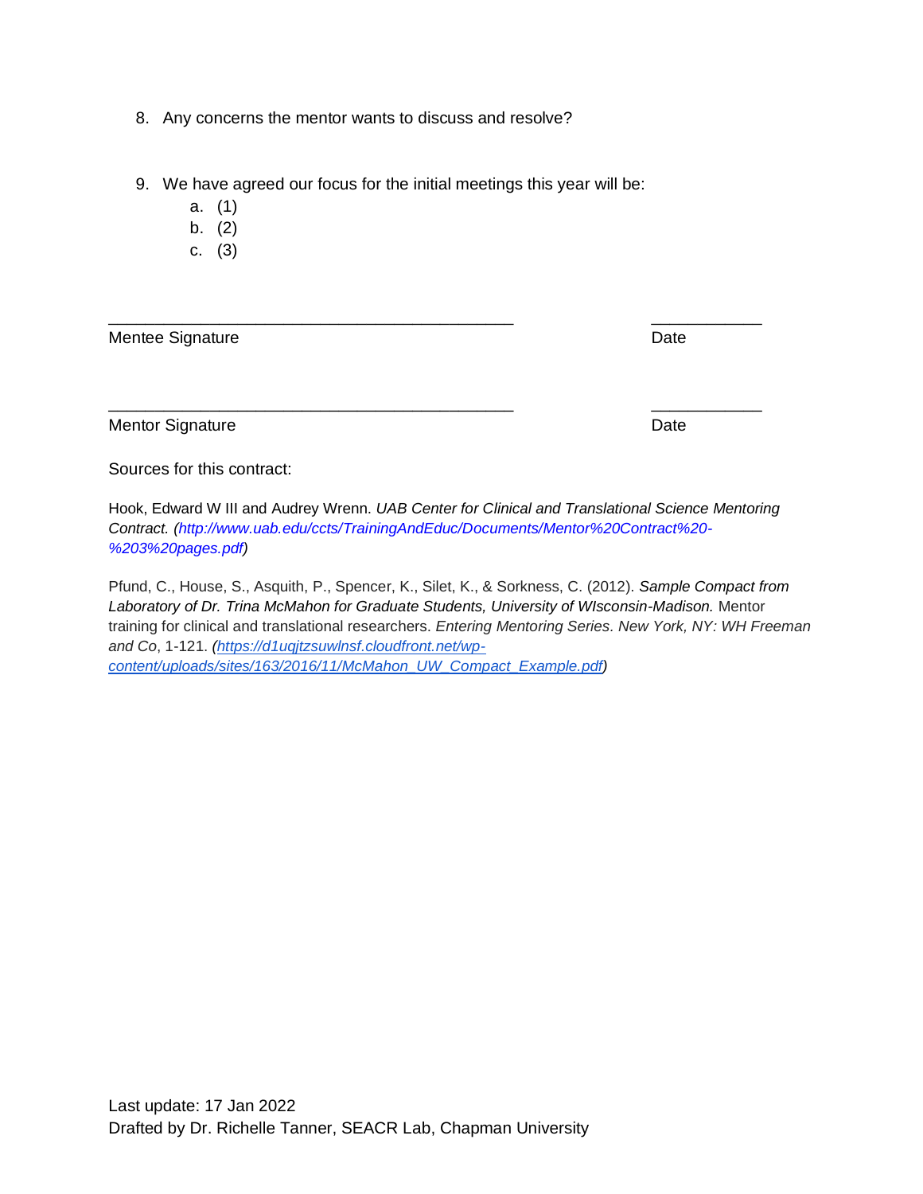8. Any concerns the mentor wants to discuss and resolve?

9. We have agreed our focus for the initial meetings this year will be:
   a. (1)
   b. (2)
   c. (3)

_____________________________________________ ____________

Mentee Signature Date

_____________________________________________ ____________

Mentor Signature Date

Sources for this contract:

Hook, Edward W III and Audrey Wrenn. *UAB Center for Clinical and Translational Science Mentoring Contract. (http://www.uab.edu/ccts/TrainingAndEduc/Documents/Mentor%20Contract%20-%203%20pages.pdf)*

Pfund, C., House, S., Asquith, P., Spencer, K., Silet, K., & Sorkness, C. (2012). *Sample Compact from Laboratory of Dr. Trina McMahon for Graduate Students, University of WIsconsin-Madison.* Mentor training for clinical and translational researchers. *Entering Mentoring Series. New York, NY: WH Freeman and Co*, 1-121. *(https://d1uqjtzsuwlnsf.cloudfront.net/wp-content/uploads/sites/163/2016/11/McMahon_UW_Compact_Example.pdf)*

Last update: 17 Jan 2022

Drafted by Dr. Richelle Tanner, SEACR Lab, Chapman University